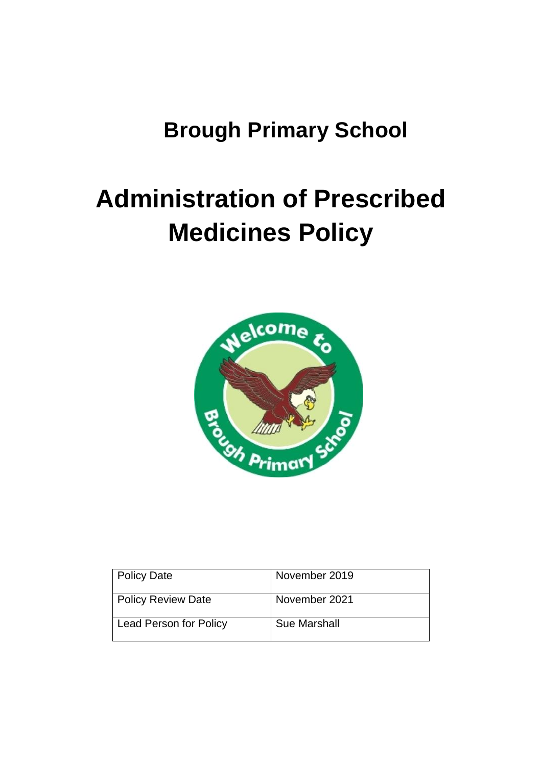# Brough Primary School

# Administration of Prescribed Medicines Policy

| Policy Date | November 2019 |
| --- | --- |
| Policy Review Date | November 2021 |
| Lead Person for Policy | Sue Marshall |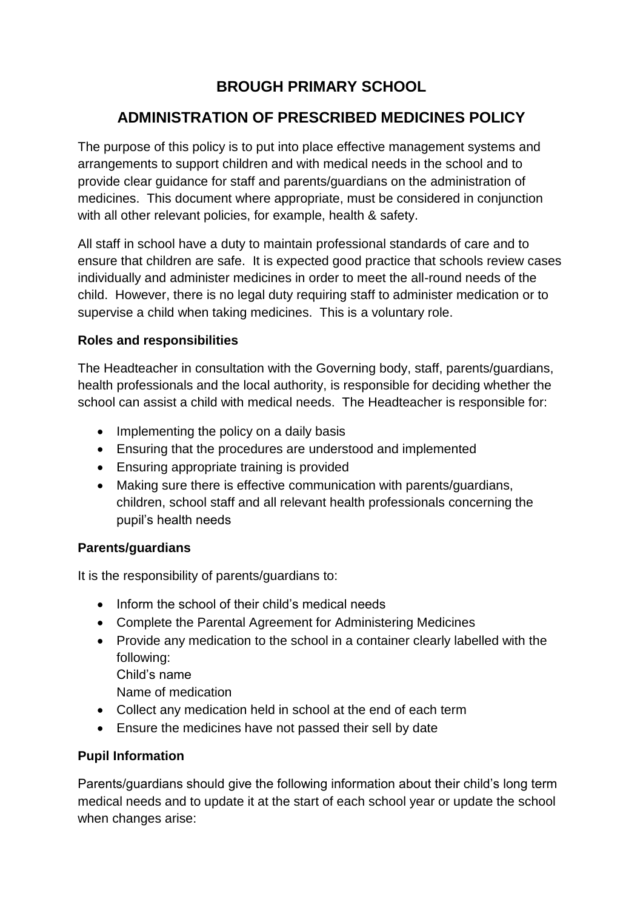# BROUGH PRIMARY SCHOOL

## ADMINISTRATION OF PRESCRIBED MEDICINES POLICY

The purpose of this policy is to put into place effective management systems and arrangements to support children and with medical needs in the school and to provide clear guidance for staff and parents/guardians on the administration of medicines. This document where appropriate, must be considered in conjunction with all other relevant policies, for example, health & safety.

All staff in school have a duty to maintain professional standards of care and to ensure that children are safe. It is expected good practice that schools review cases individually and administer medicines in order to meet the all-round needs of the child. However, there is no legal duty requiring staff to administer medication or to supervise a child when taking medicines. This is a voluntary role.

**Roles and responsibilities**

The Headteacher in consultation with the Governing body, staff, parents/guardians, health professionals and the local authority, is responsible for deciding whether the school can assist a child with medical needs. The Headteacher is responsible for:

- Implementing the policy on a daily basis
- Ensuring that the procedures are understood and implemented
- Ensuring appropriate training is provided
- Making sure there is effective communication with parents/guardians, children, school staff and all relevant health professionals concerning the pupil's health needs

**Parents/guardians**

It is the responsibility of parents/guardians to:

- Inform the school of their child's medical needs
- Complete the Parental Agreement for Administering Medicines
- Provide any medication to the school in a container clearly labelled with the following:
  Child's name
  Name of medication
- Collect any medication held in school at the end of each term
- Ensure the medicines have not passed their sell by date

**Pupil Information**

Parents/guardians should give the following information about their child's long term medical needs and to update it at the start of each school year or update the school when changes arise: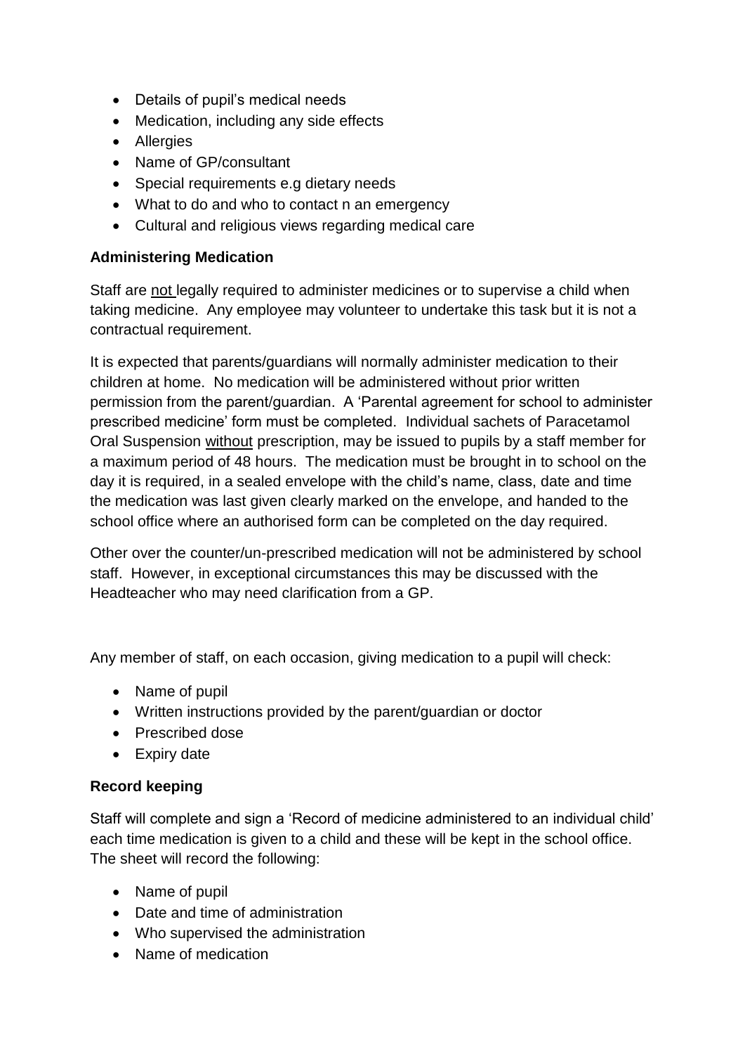- Details of pupil's medical needs
- Medication, including any side effects
- Allergies
- Name of GP/consultant
- Special requirements e.g dietary needs
- What to do and who to contact n an emergency
- Cultural and religious views regarding medical care

**Administering Medication**

Staff are <u>not</u> legally required to administer medicines or to supervise a child when taking medicine. Any employee may volunteer to undertake this task but it is not a contractual requirement.

It is expected that parents/guardians will normally administer medication to their children at home. No medication will be administered without prior written permission from the parent/guardian. A 'Parental agreement for school to administer prescribed medicine' form must be completed. Individual sachets of Paracetamol Oral Suspension <u>without</u> prescription, may be issued to pupils by a staff member for a maximum period of 48 hours. The medication must be brought in to school on the day it is required, in a sealed envelope with the child's name, class, date and time the medication was last given clearly marked on the envelope, and handed to the school office where an authorised form can be completed on the day required.

Other over the counter/un-prescribed medication will not be administered by school staff. However, in exceptional circumstances this may be discussed with the Headteacher who may need clarification from a GP.

Any member of staff, on each occasion, giving medication to a pupil will check:

- Name of pupil
- Written instructions provided by the parent/guardian or doctor
- Prescribed dose
- Expiry date

**Record keeping**

Staff will complete and sign a 'Record of medicine administered to an individual child' each time medication is given to a child and these will be kept in the school office. The sheet will record the following:

- Name of pupil
- Date and time of administration
- Who supervised the administration
- Name of medication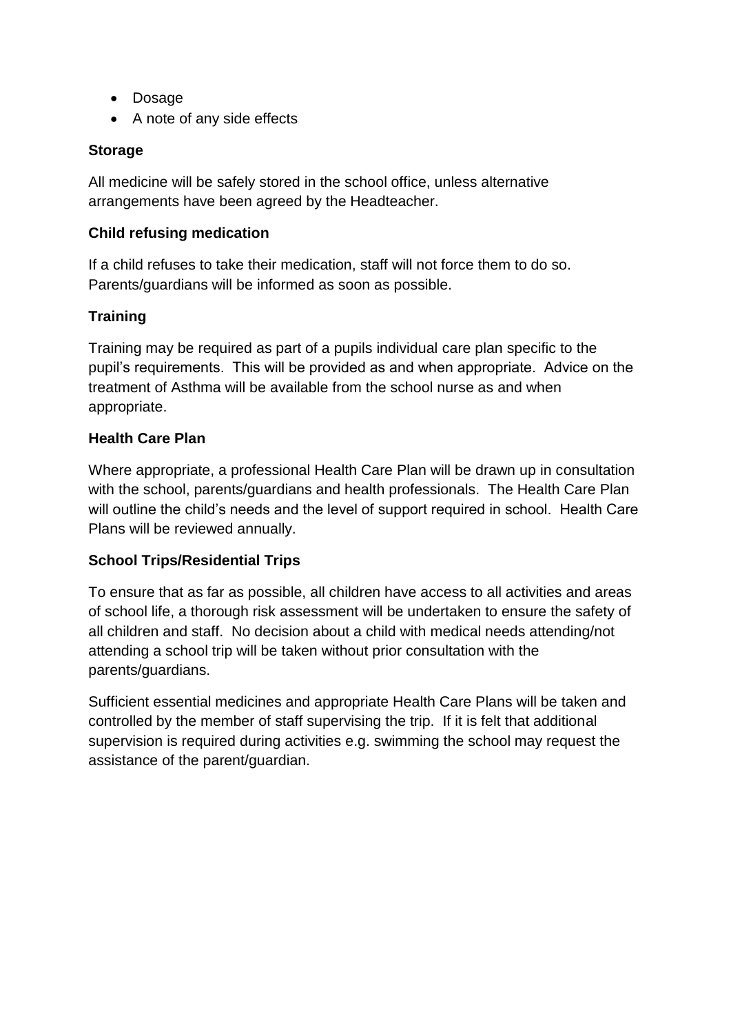- Dosage
- A note of any side effects

**Storage**

All medicine will be safely stored in the school office, unless alternative arrangements have been agreed by the Headteacher.

**Child refusing medication**

If a child refuses to take their medication, staff will not force them to do so. Parents/guardians will be informed as soon as possible.

**Training**

Training may be required as part of a pupils individual care plan specific to the pupil's requirements. This will be provided as and when appropriate. Advice on the treatment of Asthma will be available from the school nurse as and when appropriate.

**Health Care Plan**

Where appropriate, a professional Health Care Plan will be drawn up in consultation with the school, parents/guardians and health professionals. The Health Care Plan will outline the child's needs and the level of support required in school. Health Care Plans will be reviewed annually.

**School Trips/Residential Trips**

To ensure that as far as possible, all children have access to all activities and areas of school life, a thorough risk assessment will be undertaken to ensure the safety of all children and staff. No decision about a child with medical needs attending/not attending a school trip will be taken without prior consultation with the parents/guardians.

Sufficient essential medicines and appropriate Health Care Plans will be taken and controlled by the member of staff supervising the trip. If it is felt that additional supervision is required during activities e.g. swimming the school may request the assistance of the parent/guardian.